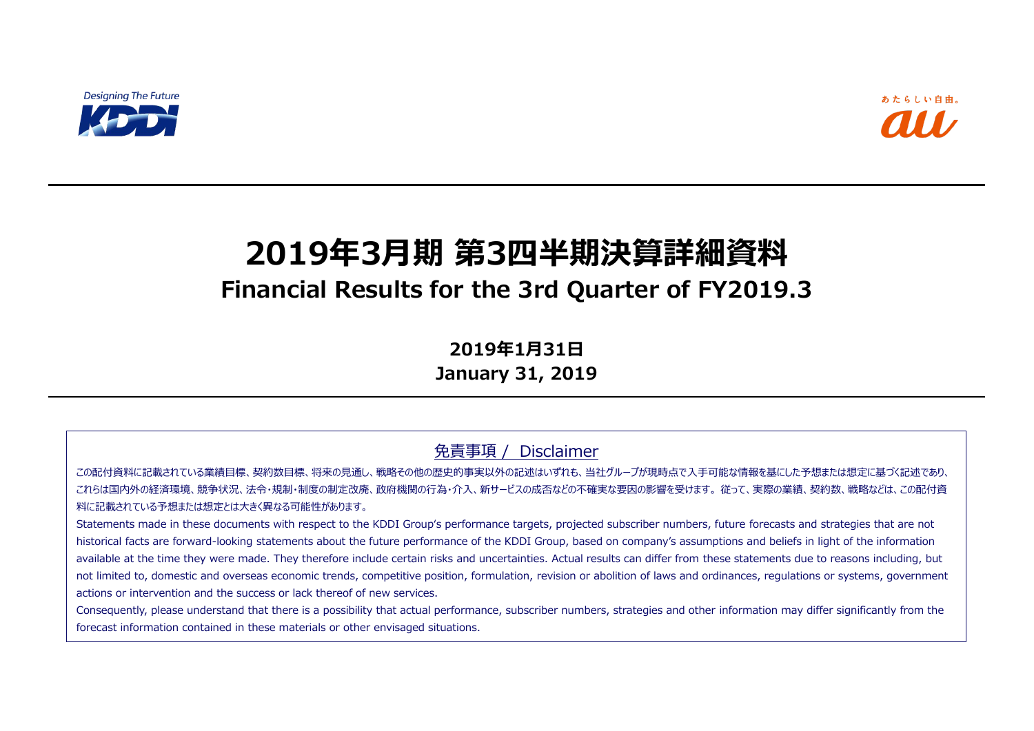Designing The Future

KDDI

あたらしい自由。

au

# 2019年3月期 第3四半期決算詳細資料

## Financial Results for the 3rd Quarter of FY2019.3

**2019年1月31日**

**January 31, 2019**

### 免責事項 / Disclaimer

この配付資料に記載されている業績目標、契約数目標、将来の見通し、戦略その他の歴史的事実以外の記述はいずれも、当社グループが現時点で入手可能な情報を基にした予想または想定に基づく記述であり、これらは国内外の経済環境、競争状況、法令・規制・制度の制定改廃、政府機関の行為・介入、新サービスの成否などの不確実な要因の影響を受けます。従って、実際の業績、契約数、戦略などは、この配付資料に記載されている予想または想定とは大きく異なる可能性があります。

Statements made in these documents with respect to the KDDI Group's performance targets, projected subscriber numbers, future forecasts and strategies that are not historical facts are forward-looking statements about the future performance of the KDDI Group, based on company's assumptions and beliefs in light of the information available at the time they were made. They therefore include certain risks and uncertainties. Actual results can differ from these statements due to reasons including, but not limited to, domestic and overseas economic trends, competitive position, formulation, revision or abolition of laws and ordinances, regulations or systems, government actions or intervention and the success or lack thereof of new services.

Consequently, please understand that there is a possibility that actual performance, subscriber numbers, strategies and other information may differ significantly from the forecast information contained in these materials or other envisaged situations.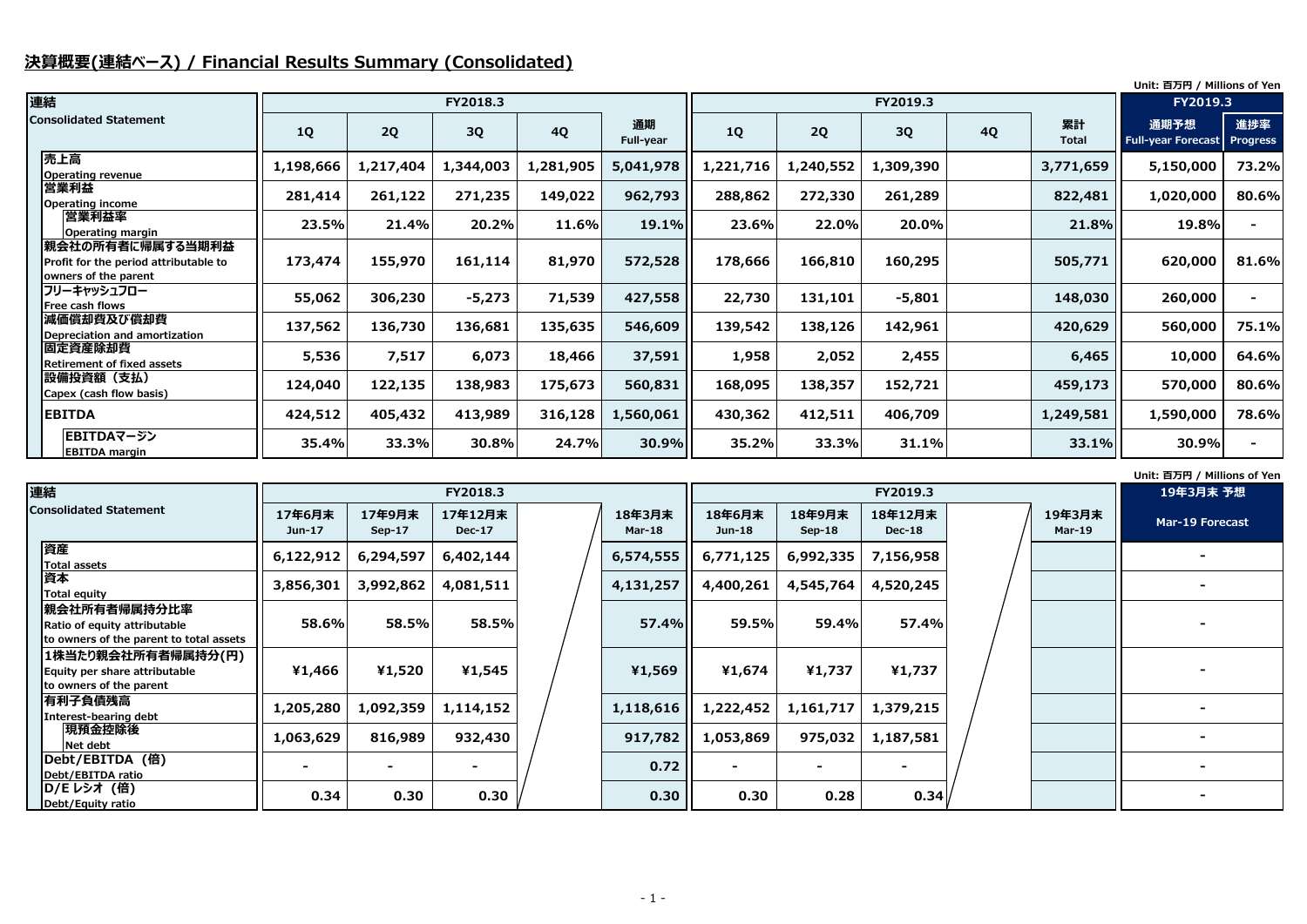# 決算概要(連結ベース) / Financial Results Summary (Consolidated)

Unit: 百万円 / Millions of Yen

| 連結 Consolidated Statement | FY2018.3 | | | | | FY2019.3 | | | | | FY2019.3 | |
|---|---|---|---|---|---|---|---|---|---|---|---|---|
| | 1Q | 2Q | 3Q | 4Q | 通期 Full-year | 1Q | 2Q | 3Q | 4Q | 累計 Total | 通期予想 Full-year Forecast | 進捗率 Progress |
| 売上高 Operating revenue | 1,198,666 | 1,217,404 | 1,344,003 | 1,281,905 | 5,041,978 | 1,221,716 | 1,240,552 | 1,309,390 | | 3,771,659 | 5,150,000 | 73.2% |
| 営業利益 Operating income | 281,414 | 261,122 | 271,235 | 149,022 | 962,793 | 288,862 | 272,330 | 261,289 | | 822,481 | 1,020,000 | 80.6% |
| 営業利益率 Operating margin | 23.5% | 21.4% | 20.2% | 11.6% | 19.1% | 23.6% | 22.0% | 20.0% | | 21.8% | 19.8% | - |
| 親会社の所有者に帰属する当期利益 Profit for the period attributable to owners of the parent | 173,474 | 155,970 | 161,114 | 81,970 | 572,528 | 178,666 | 166,810 | 160,295 | | 505,771 | 620,000 | 81.6% |
| フリーキャッシュフロー Free cash flows | 55,062 | 306,230 | -5,273 | 71,539 | 427,558 | 22,730 | 131,101 | -5,801 | | 148,030 | 260,000 | - |
| 減価償却費及び償却費 Depreciation and amortization | 137,562 | 136,730 | 136,681 | 135,635 | 546,609 | 139,542 | 138,126 | 142,961 | | 420,629 | 560,000 | 75.1% |
| 固定資産除却費 Retirement of fixed assets | 5,536 | 7,517 | 6,073 | 18,466 | 37,591 | 1,958 | 2,052 | 2,455 | | 6,465 | 10,000 | 64.6% |
| 設備投資額（支払） Capex (cash flow basis) | 124,040 | 122,135 | 138,983 | 175,673 | 560,831 | 168,095 | 138,357 | 152,721 | | 459,173 | 570,000 | 80.6% |
| EBITDA | 424,512 | 405,432 | 413,989 | 316,128 | 1,560,061 | 430,362 | 412,511 | 406,709 | | 1,249,581 | 1,590,000 | 78.6% |
| EBITDAマージン EBITDA margin | 35.4% | 33.3% | 30.8% | 24.7% | 30.9% | 35.2% | 33.3% | 31.1% | | 33.1% | 30.9% | - |

Unit: 百万円 / Millions of Yen

| 連結 Consolidated Statement | FY2018.3 | | | | | FY2019.3 | | | | | 19年3月末 予想 |
|---|---|---|---|---|---|---|---|---|---|---|---|
| | 17年6月末 Jun-17 | 17年9月末 Sep-17 | 17年12月末 Dec-17 | | 18年3月末 Mar-18 | 18年6月末 Jun-18 | 18年9月末 Sep-18 | 18年12月末 Dec-18 | | 19年3月末 Mar-19 | Mar-19 Forecast |
| 資産 Total assets | 6,122,912 | 6,294,597 | 6,402,144 | | 6,574,555 | 6,771,125 | 6,992,335 | 7,156,958 | | | - |
| 資本 Total equity | 3,856,301 | 3,992,862 | 4,081,511 | | 4,131,257 | 4,400,261 | 4,545,764 | 4,520,245 | | | - |
| 親会社所有者帰属持分比率 Ratio of equity attributable to owners of the parent to total assets | 58.6% | 58.5% | 58.5% | | 57.4% | 59.5% | 59.4% | 57.4% | | | - |
| 1株当たり親会社所有者帰属持分(円) Equity per share attributable to owners of the parent | ¥1,466 | ¥1,520 | ¥1,545 | | ¥1,569 | ¥1,674 | ¥1,737 | ¥1,737 | | | - |
| 有利子負債残高 Interest-bearing debt | 1,205,280 | 1,092,359 | 1,114,152 | | 1,118,616 | 1,222,452 | 1,161,717 | 1,379,215 | | | - |
| 現預金控除後 Net debt | 1,063,629 | 816,989 | 932,430 | | 917,782 | 1,053,869 | 975,032 | 1,187,581 | | | - |
| Debt/EBITDA（倍） Debt/EBITDA ratio | - | - | - | | 0.72 | - | - | - | | | - |
| D/E レシオ（倍） Debt/Equity ratio | 0.34 | 0.30 | 0.30 | | 0.30 | 0.30 | 0.28 | 0.34 | | | - |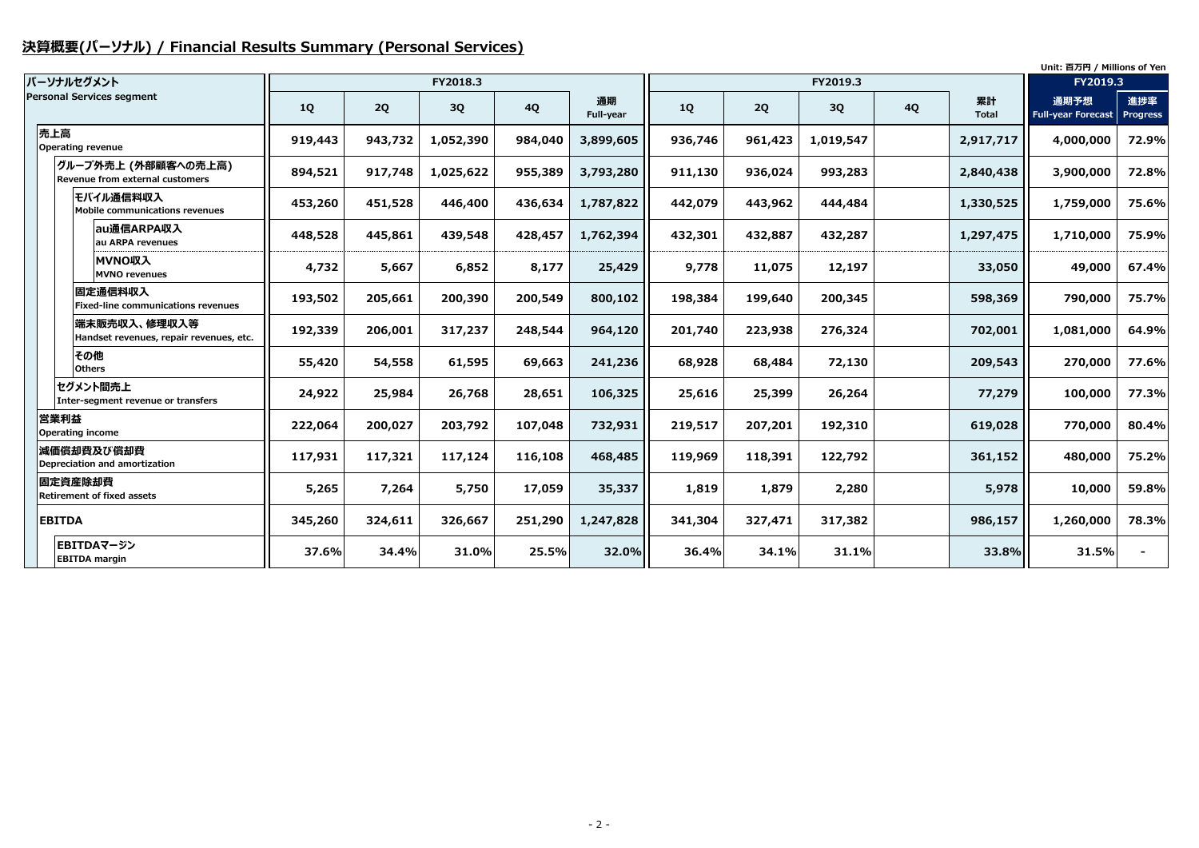## 決算概要(パーソナル) / Financial Results Summary (Personal Services)

Unit: 百万円 / Millions of Yen

| パーソナルセグメント<br>Personal Services segment | FY2018.3 | | | | | FY2019.3 | | | | | FY2019.3 | |
|---|---|---|---|---|---|---|---|---|---|---|---|---|
| | 1Q | 2Q | 3Q | 4Q | 通期<br>Full-year | 1Q | 2Q | 3Q | 4Q | 累計<br>Total | 通期予想<br>Full-year Forecast | 進捗率<br>Progress |
| 売上高<br>Operating revenue | 919,443 | 943,732 | 1,052,390 | 984,040 | 3,899,605 | 936,746 | 961,423 | 1,019,547 | | 2,917,717 | 4,000,000 | 72.9% |
| グループ外売上 (外部顧客への売上高)<br>Revenue from external customers | 894,521 | 917,748 | 1,025,622 | 955,389 | 3,793,280 | 911,130 | 936,024 | 993,283 | | 2,840,438 | 3,900,000 | 72.8% |
| モバイル通信料収入<br>Mobile communications revenues | 453,260 | 451,528 | 446,400 | 436,634 | 1,787,822 | 442,079 | 443,962 | 444,484 | | 1,330,525 | 1,759,000 | 75.6% |
| au通信ARPA収入<br>au ARPA revenues | 448,528 | 445,861 | 439,548 | 428,457 | 1,762,394 | 432,301 | 432,887 | 432,287 | | 1,297,475 | 1,710,000 | 75.9% |
| MVNO収入<br>MVNO revenues | 4,732 | 5,667 | 6,852 | 8,177 | 25,429 | 9,778 | 11,075 | 12,197 | | 33,050 | 49,000 | 67.4% |
| 固定通信料収入<br>Fixed-line communications revenues | 193,502 | 205,661 | 200,390 | 200,549 | 800,102 | 198,384 | 199,640 | 200,345 | | 598,369 | 790,000 | 75.7% |
| 端末販売収入、修理収入等<br>Handset revenues, repair revenues, etc. | 192,339 | 206,001 | 317,237 | 248,544 | 964,120 | 201,740 | 223,938 | 276,324 | | 702,001 | 1,081,000 | 64.9% |
| その他<br>Others | 55,420 | 54,558 | 61,595 | 69,663 | 241,236 | 68,928 | 68,484 | 72,130 | | 209,543 | 270,000 | 77.6% |
| セグメント間売上<br>Inter-segment revenue or transfers | 24,922 | 25,984 | 26,768 | 28,651 | 106,325 | 25,616 | 25,399 | 26,264 | | 77,279 | 100,000 | 77.3% |
| 営業利益<br>Operating income | 222,064 | 200,027 | 203,792 | 107,048 | 732,931 | 219,517 | 207,201 | 192,310 | | 619,028 | 770,000 | 80.4% |
| 減価償却費及び償却費<br>Depreciation and amortization | 117,931 | 117,321 | 117,124 | 116,108 | 468,485 | 119,969 | 118,391 | 122,792 | | 361,152 | 480,000 | 75.2% |
| 固定資産除却費<br>Retirement of fixed assets | 5,265 | 7,264 | 5,750 | 17,059 | 35,337 | 1,819 | 1,879 | 2,280 | | 5,978 | 10,000 | 59.8% |
| EBITDA | 345,260 | 324,611 | 326,667 | 251,290 | 1,247,828 | 341,304 | 327,471 | 317,382 | | 986,157 | 1,260,000 | 78.3% |
| EBITDAマージン<br>EBITDA margin | 37.6% | 34.4% | 31.0% | 25.5% | 32.0% | 36.4% | 34.1% | 31.1% | | 33.8% | 31.5% | - |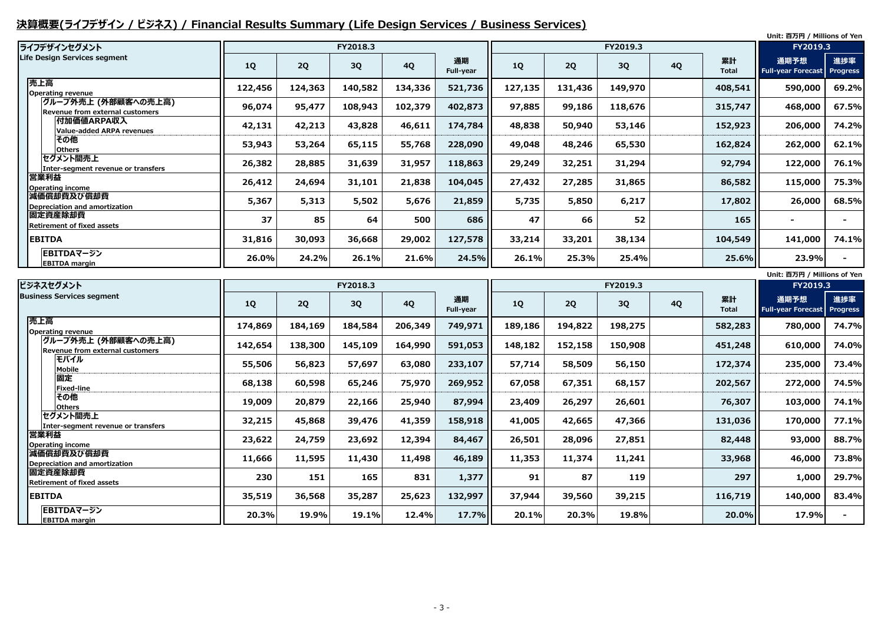## 決算概要(ライフデザイン / ビジネス) / Financial Results Summary (Life Design Services / Business Services)

Unit: 百万円 / Millions of Yen

| ライフデザインセグメント Life Design Services segment | FY2018.3 1Q | FY2018.3 2Q | FY2018.3 3Q | FY2018.3 4Q | FY2018.3 通期 Full-year | FY2019.3 1Q | FY2019.3 2Q | FY2019.3 3Q | FY2019.3 4Q | FY2019.3 累計 Total | FY2019.3 通期予想 Full-year Forecast | FY2019.3 進捗率 Progress |
|---|---|---|---|---|---|---|---|---|---|---|---|---|
| 売上高 Operating revenue | 122,456 | 124,363 | 140,582 | 134,336 | 521,736 | 127,135 | 131,436 | 149,970 | | 408,541 | 590,000 | 69.2% |
| グループ外売上 (外部顧客への売上高) Revenue from external customers | 96,074 | 95,477 | 108,943 | 102,379 | 402,873 | 97,885 | 99,186 | 118,676 | | 315,747 | 468,000 | 67.5% |
| 付加価値ARPA収入 Value-added ARPA revenues | 42,131 | 42,213 | 43,828 | 46,611 | 174,784 | 48,838 | 50,940 | 53,146 | | 152,923 | 206,000 | 74.2% |
| その他 Others | 53,943 | 53,264 | 65,115 | 55,768 | 228,090 | 49,048 | 48,246 | 65,530 | | 162,824 | 262,000 | 62.1% |
| セグメント間売上 Inter-segment revenue or transfers | 26,382 | 28,885 | 31,639 | 31,957 | 118,863 | 29,249 | 32,251 | 31,294 | | 92,794 | 122,000 | 76.1% |
| 営業利益 Operating income | 26,412 | 24,694 | 31,101 | 21,838 | 104,045 | 27,432 | 27,285 | 31,865 | | 86,582 | 115,000 | 75.3% |
| 減価償却費及び償却費 Depreciation and amortization | 5,367 | 5,313 | 5,502 | 5,676 | 21,859 | 5,735 | 5,850 | 6,217 | | 17,802 | 26,000 | 68.5% |
| 固定資産除却費 Retirement of fixed assets | 37 | 85 | 64 | 500 | 686 | 47 | 66 | 52 | | 165 | - | - |
| EBITDA | 31,816 | 30,093 | 36,668 | 29,002 | 127,578 | 33,214 | 33,201 | 38,134 | | 104,549 | 141,000 | 74.1% |
| EBITDAマージン EBITDA margin | 26.0% | 24.2% | 26.1% | 21.6% | 24.5% | 26.1% | 25.3% | 25.4% | | 25.6% | 23.9% | - |

Unit: 百万円 / Millions of Yen

| ビジネスセグメント Business Services segment | FY2018.3 1Q | FY2018.3 2Q | FY2018.3 3Q | FY2018.3 4Q | FY2018.3 通期 Full-year | FY2019.3 1Q | FY2019.3 2Q | FY2019.3 3Q | FY2019.3 4Q | FY2019.3 累計 Total | FY2019.3 通期予想 Full-year Forecast | FY2019.3 進捗率 Progress |
|---|---|---|---|---|---|---|---|---|---|---|---|---|
| 売上高 Operating revenue | 174,869 | 184,169 | 184,584 | 206,349 | 749,971 | 189,186 | 194,822 | 198,275 | | 582,283 | 780,000 | 74.7% |
| グループ外売上 (外部顧客への売上高) Revenue from external customers | 142,654 | 138,300 | 145,109 | 164,990 | 591,053 | 148,182 | 152,158 | 150,908 | | 451,248 | 610,000 | 74.0% |
| モバイル Mobile | 55,506 | 56,823 | 57,697 | 63,080 | 233,107 | 57,714 | 58,509 | 56,150 | | 172,374 | 235,000 | 73.4% |
| 固定 Fixed-line | 68,138 | 60,598 | 65,246 | 75,970 | 269,952 | 67,058 | 67,351 | 68,157 | | 202,567 | 272,000 | 74.5% |
| その他 Others | 19,009 | 20,879 | 22,166 | 25,940 | 87,994 | 23,409 | 26,297 | 26,601 | | 76,307 | 103,000 | 74.1% |
| セグメント間売上 Inter-segment revenue or transfers | 32,215 | 45,868 | 39,476 | 41,359 | 158,918 | 41,005 | 42,665 | 47,366 | | 131,036 | 170,000 | 77.1% |
| 営業利益 Operating income | 23,622 | 24,759 | 23,692 | 12,394 | 84,467 | 26,501 | 28,096 | 27,851 | | 82,448 | 93,000 | 88.7% |
| 減価償却費及び償却費 Depreciation and amortization | 11,666 | 11,595 | 11,430 | 11,498 | 46,189 | 11,353 | 11,374 | 11,241 | | 33,968 | 46,000 | 73.8% |
| 固定資産除却費 Retirement of fixed assets | 230 | 151 | 165 | 831 | 1,377 | 91 | 87 | 119 | | 297 | 1,000 | 29.7% |
| EBITDA | 35,519 | 36,568 | 35,287 | 25,623 | 132,997 | 37,944 | 39,560 | 39,215 | | 116,719 | 140,000 | 83.4% |
| EBITDAマージン EBITDA margin | 20.3% | 19.9% | 19.1% | 12.4% | 17.7% | 20.1% | 20.3% | 19.8% | | 20.0% | 17.9% | - |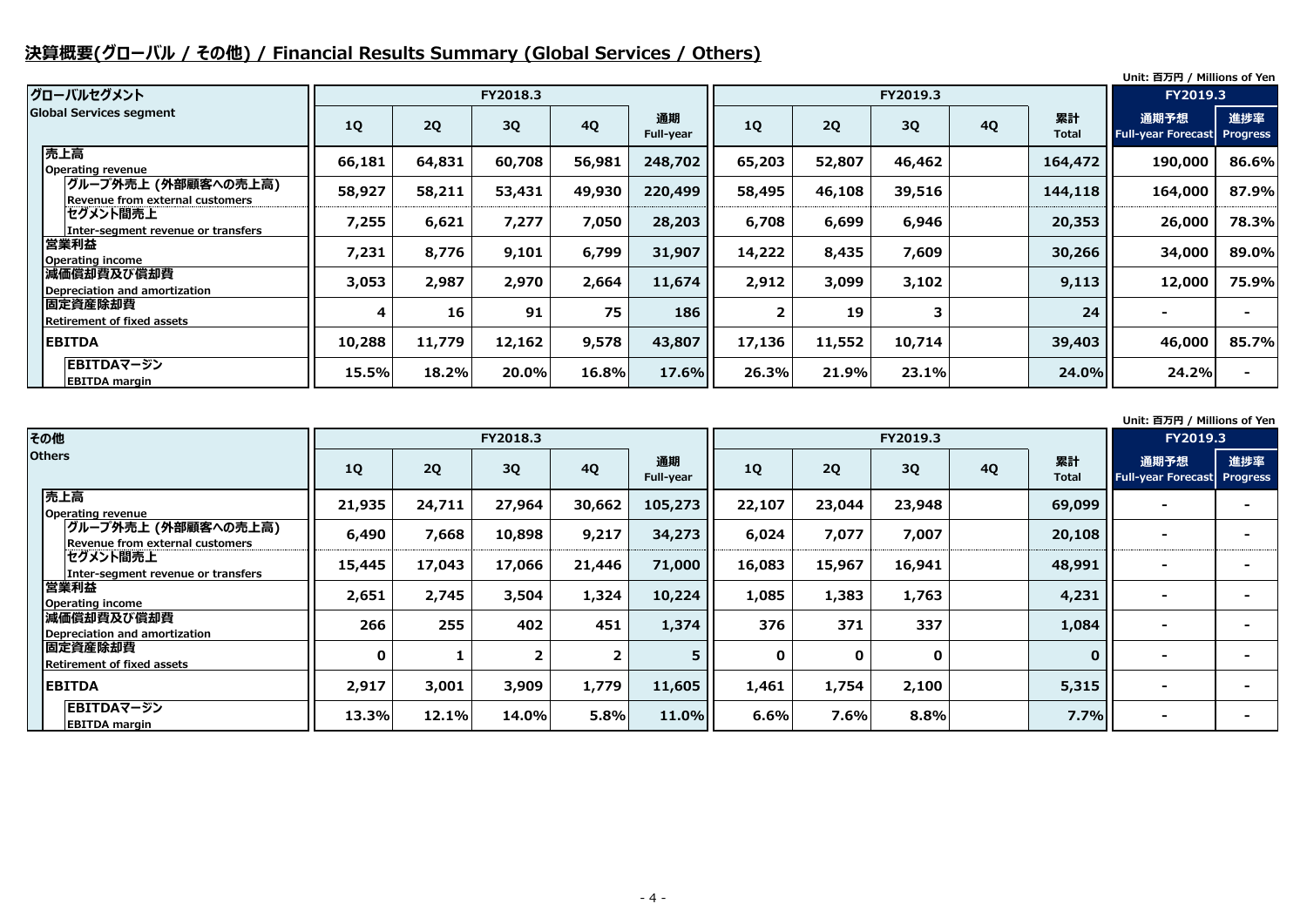## 決算概要(グローバル / その他) / Financial Results Summary (Global Services / Others)

Unit: 百万円 / Millions of Yen

| グローバルセグメント Global Services segment | FY2018.3 | | | | | FY2019.3 | | | | | FY2019.3 | |
|---|---|---|---|---|---|---|---|---|---|---|---|---|
| | 1Q | 2Q | 3Q | 4Q | 通期 Full-year | 1Q | 2Q | 3Q | 4Q | 累計 Total | 通期予想 Full-year Forecast | 進捗率 Progress |
| 売上高 Operating revenue | 66,181 | 64,831 | 60,708 | 56,981 | 248,702 | 65,203 | 52,807 | 46,462 | | 164,472 | 190,000 | 86.6% |
| グループ外売上 (外部顧客への売上高) Revenue from external customers | 58,927 | 58,211 | 53,431 | 49,930 | 220,499 | 58,495 | 46,108 | 39,516 | | 144,118 | 164,000 | 87.9% |
| セグメント間売上 Inter-segment revenue or transfers | 7,255 | 6,621 | 7,277 | 7,050 | 28,203 | 6,708 | 6,699 | 6,946 | | 20,353 | 26,000 | 78.3% |
| 営業利益 Operating income | 7,231 | 8,776 | 9,101 | 6,799 | 31,907 | 14,222 | 8,435 | 7,609 | | 30,266 | 34,000 | 89.0% |
| 減価償却費及び償却費 Depreciation and amortization | 3,053 | 2,987 | 2,970 | 2,664 | 11,674 | 2,912 | 3,099 | 3,102 | | 9,113 | 12,000 | 75.9% |
| 固定資産除却費 Retirement of fixed assets | 4 | 16 | 91 | 75 | 186 | 2 | 19 | 3 | | 24 | - | - |
| EBITDA | 10,288 | 11,779 | 12,162 | 9,578 | 43,807 | 17,136 | 11,552 | 10,714 | | 39,403 | 46,000 | 85.7% |
| EBITDAマージン EBITDA margin | 15.5% | 18.2% | 20.0% | 16.8% | 17.6% | 26.3% | 21.9% | 23.1% | | 24.0% | 24.2% | - |

Unit: 百万円 / Millions of Yen

| その他 Others | FY2018.3 | | | | | FY2019.3 | | | | | FY2019.3 | |
|---|---|---|---|---|---|---|---|---|---|---|---|---|
| | 1Q | 2Q | 3Q | 4Q | 通期 Full-year | 1Q | 2Q | 3Q | 4Q | 累計 Total | 通期予想 Full-year Forecast | 進捗率 Progress |
| 売上高 Operating revenue | 21,935 | 24,711 | 27,964 | 30,662 | 105,273 | 22,107 | 23,044 | 23,948 | | 69,099 | - | - |
| グループ外売上 (外部顧客への売上高) Revenue from external customers | 6,490 | 7,668 | 10,898 | 9,217 | 34,273 | 6,024 | 7,077 | 7,007 | | 20,108 | - | - |
| セグメント間売上 Inter-segment revenue or transfers | 15,445 | 17,043 | 17,066 | 21,446 | 71,000 | 16,083 | 15,967 | 16,941 | | 48,991 | - | - |
| 営業利益 Operating income | 2,651 | 2,745 | 3,504 | 1,324 | 10,224 | 1,085 | 1,383 | 1,763 | | 4,231 | - | - |
| 減価償却費及び償却費 Depreciation and amortization | 266 | 255 | 402 | 451 | 1,374 | 376 | 371 | 337 | | 1,084 | - | - |
| 固定資産除却費 Retirement of fixed assets | 0 | 1 | 2 | 2 | 5 | 0 | 0 | 0 | | 0 | - | - |
| EBITDA | 2,917 | 3,001 | 3,909 | 1,779 | 11,605 | 1,461 | 1,754 | 2,100 | | 5,315 | - | - |
| EBITDAマージン EBITDA margin | 13.3% | 12.1% | 14.0% | 5.8% | 11.0% | 6.6% | 7.6% | 8.8% | | 7.7% | - | - |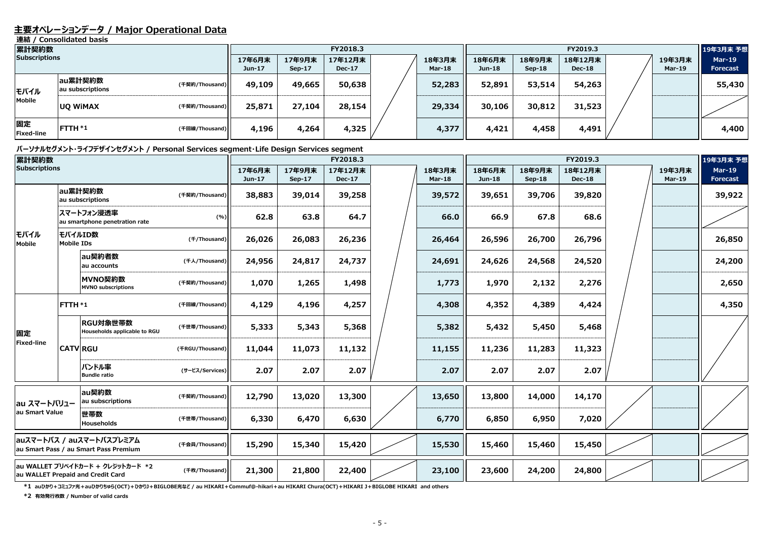## 主要オペレーションデータ / Major Operational Data

**連結 / Consolidated basis**

| 累計契約数 Subscriptions | | | 17年6月末 Jun-17 | 17年9月末 Sep-17 | 17年12月末 Dec-17 | | 18年3月末 Mar-18 | 18年6月末 Jun-18 | 18年9月末 Sep-18 | 18年12月末 Dec-18 | | 19年3月末 Mar-19 | 19年3月末 予想 Mar-19 Forecast |
|---|---|---|---|---|---|---|---|---|---|---|---|---|---|
| | | | FY2018.3 | | | | | FY2019.3 | | | | | |
| モバイル Mobile | au累計契約数 au subscriptions | (千契約/Thousand) | 49,109 | 49,665 | 50,638 | | 52,283 | 52,891 | 53,514 | 54,263 | | | 55,430 |
| | UQ WiMAX | (千契約/Thousand) | 25,871 | 27,104 | 28,154 | | 29,334 | 30,106 | 30,812 | 31,523 | | | |
| 固定 Fixed-line | FTTH *1 | (千回線/Thousand) | 4,196 | 4,264 | 4,325 | | 4,377 | 4,421 | 4,458 | 4,491 | | | 4,400 |

**パーソナルセグメント・ライフデザインセグメント / Personal Services segment･Life Design Services segment**

| 累計契約数 Subscriptions | | | | 17年6月末 Jun-17 | 17年9月末 Sep-17 | 17年12月末 Dec-17 | | 18年3月末 Mar-18 | 18年6月末 Jun-18 | 18年9月末 Sep-18 | 18年12月末 Dec-18 | | 19年3月末 Mar-19 | 19年3月末 予想 Mar-19 Forecast |
|---|---|---|---|---|---|---|---|---|---|---|---|---|---|---|
| | | | | FY2018.3 | | | | | FY2019.3 | | | | | |
| モバイル Mobile | au累計契約数 au subscriptions | | (千契約/Thousand) | 38,883 | 39,014 | 39,258 | | 39,572 | 39,651 | 39,706 | 39,820 | | | 39,922 |
| | スマートフォン浸透率 au smartphone penetration rate | | (%) | 62.8 | 63.8 | 64.7 | | 66.0 | 66.9 | 67.8 | 68.6 | | | |
| | モバイルID数 Mobile IDs | | (千/Thousand) | 26,026 | 26,083 | 26,236 | | 26,464 | 26,596 | 26,700 | 26,796 | | | 26,850 |
| | | au契約者数 au accounts | (千人/Thousand) | 24,956 | 24,817 | 24,737 | | 24,691 | 24,626 | 24,568 | 24,520 | | | 24,200 |
| | | MVNO契約数 MVNO subscriptions | (千契約/Thousand) | 1,070 | 1,265 | 1,498 | | 1,773 | 1,970 | 2,132 | 2,276 | | | 2,650 |
| 固定 Fixed-line | FTTH *1 | | (千回線/Thousand) | 4,129 | 4,196 | 4,257 | | 4,308 | 4,352 | 4,389 | 4,424 | | | 4,350 |
| | CATV | RGU対象世帯数 Households applicable to RGU | (千世帯/Thousand) | 5,333 | 5,343 | 5,368 | | 5,382 | 5,432 | 5,450 | 5,468 | | | |
| | | RGU | (千RGU/Thousand) | 11,044 | 11,073 | 11,132 | | 11,155 | 11,236 | 11,283 | 11,323 | | | |
| | | バンドル率 Bundle ratio | (サービス/Services) | 2.07 | 2.07 | 2.07 | | 2.07 | 2.07 | 2.07 | 2.07 | | | |
| au スマートバリュー au Smart Value | | au契約数 au subscriptions | (千契約/Thousand) | 12,790 | 13,020 | 13,300 | | 13,650 | 13,800 | 14,000 | 14,170 | | | |
| | | 世帯数 Households | (千世帯/Thousand) | 6,330 | 6,470 | 6,630 | | 6,770 | 6,850 | 6,950 | 7,020 | | | |
| auスマートパス / auスマートパスプレミアム au Smart Pass / au Smart Pass Premium | | | (千会員/Thousand) | 15,290 | 15,340 | 15,420 | | 15,530 | 15,460 | 15,460 | 15,450 | | | |
| au WALLET プリペイドカード + クレジットカード *2 au WALLET Prepaid and Credit Card | | | (千枚/Thousand) | 21,300 | 21,800 | 22,400 | | 23,100 | 23,600 | 24,200 | 24,800 | | | |

*1 auひかり+コミュファ光+auひかりちゅら(OCT)+ひかりJ+BIGLOBE光など / au HIKARI+Commuf@-hikari+au HIKARI Chura(OCT)+HIKARI J+BIGLOBE HIKARI and others

*2 有効発行枚数 / Number of valid cards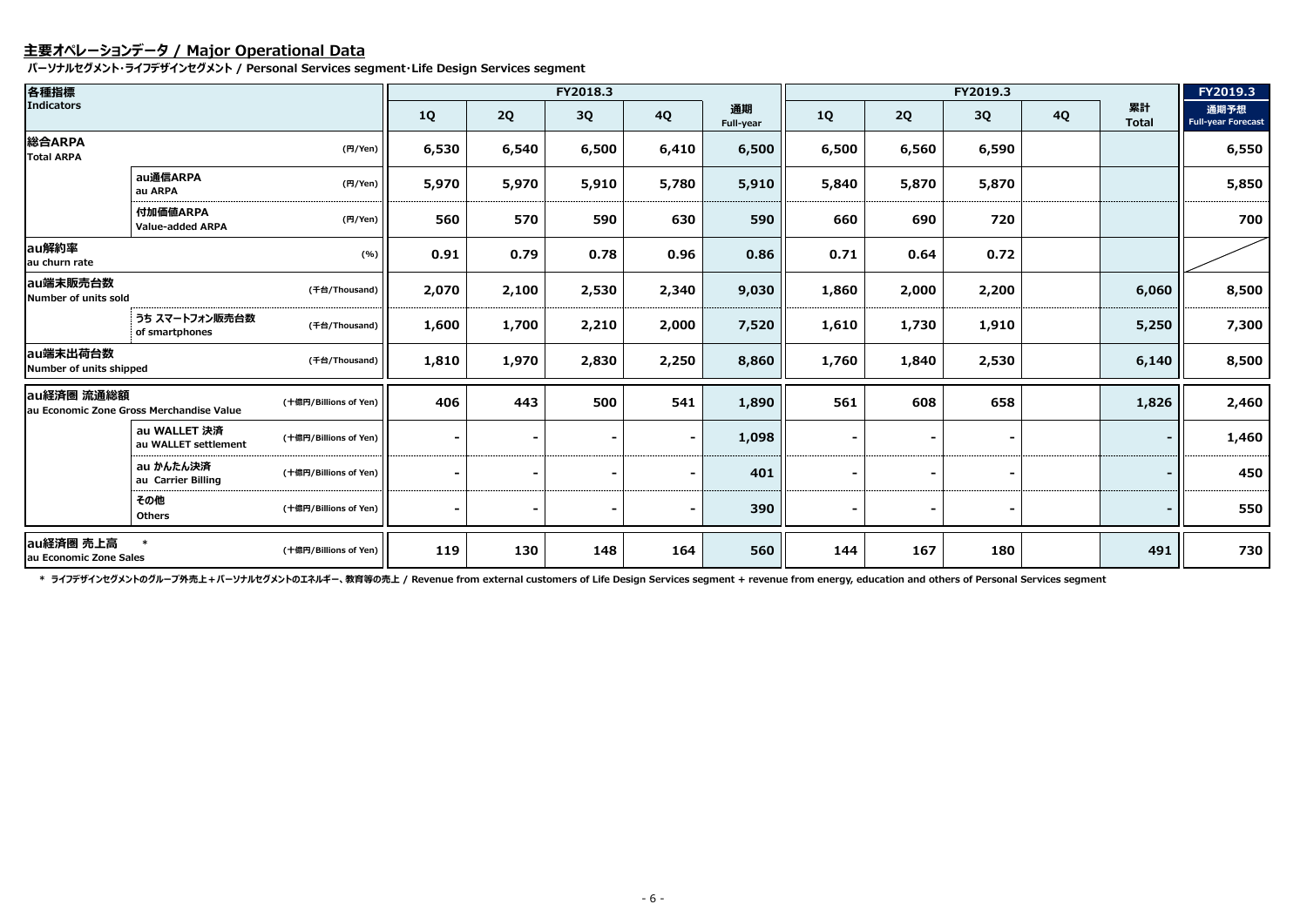## 主要オペレーションデータ / Major Operational Data

**パーソナルセグメント･ライフデザインセグメント / Personal Services segment･Life Design Services segment**

| 各種指標 Indicators | | | FY2018.3 1Q | FY2018.3 2Q | FY2018.3 3Q | FY2018.3 4Q | FY2018.3 通期 Full-year | FY2019.3 1Q | FY2019.3 2Q | FY2019.3 3Q | FY2019.3 4Q | FY2019.3 累計 Total | FY2019.3 通期予想 Full-year Forecast |
|---|---|---|---|---|---|---|---|---|---|---|---|---|---|
| 総合ARPA Total ARPA | | (円/Yen) | 6,530 | 6,540 | 6,500 | 6,410 | 6,500 | 6,500 | 6,560 | 6,590 | | | 6,550 |
| | au通信ARPA au ARPA | (円/Yen) | 5,970 | 5,970 | 5,910 | 5,780 | 5,910 | 5,840 | 5,870 | 5,870 | | | 5,850 |
| | 付加価値ARPA Value-added ARPA | (円/Yen) | 560 | 570 | 590 | 630 | 590 | 660 | 690 | 720 | | | 700 |
| au解約率 au churn rate | | (%) | 0.91 | 0.79 | 0.78 | 0.96 | 0.86 | 0.71 | 0.64 | 0.72 | | | |
| au端末販売台数 Number of units sold | | (千台/Thousand) | 2,070 | 2,100 | 2,530 | 2,340 | 9,030 | 1,860 | 2,000 | 2,200 | | 6,060 | 8,500 |
| | うち スマートフォン販売台数 of smartphones | (千台/Thousand) | 1,600 | 1,700 | 2,210 | 2,000 | 7,520 | 1,610 | 1,730 | 1,910 | | 5,250 | 7,300 |
| au端末出荷台数 Number of units shipped | | (千台/Thousand) | 1,810 | 1,970 | 2,830 | 2,250 | 8,860 | 1,760 | 1,840 | 2,530 | | 6,140 | 8,500 |
| au経済圏 流通総額 au Economic Zone Gross Merchandise Value | | (十億円/Billions of Yen) | 406 | 443 | 500 | 541 | 1,890 | 561 | 608 | 658 | | 1,826 | 2,460 |
| | au WALLET 決済 au WALLET settlement | (十億円/Billions of Yen) | - | - | - | - | 1,098 | - | - | - | | - | 1,460 |
| | au かんたん決済 au Carrier Billing | (十億円/Billions of Yen) | - | - | - | - | 401 | - | - | - | | - | 450 |
| | その他 Others | (十億円/Billions of Yen) | - | - | - | - | 390 | - | - | - | | - | 550 |
| au経済圏 売上高 * au Economic Zone Sales | | (十億円/Billions of Yen) | 119 | 130 | 148 | 164 | 560 | 144 | 167 | 180 | | 491 | 730 |

\* ライフデザインセグメントのグループ外売上＋パーソナルセグメントのエネルギー、教育等の売上 / Revenue from external customers of Life Design Services segment + revenue from energy, education and others of Personal Services segment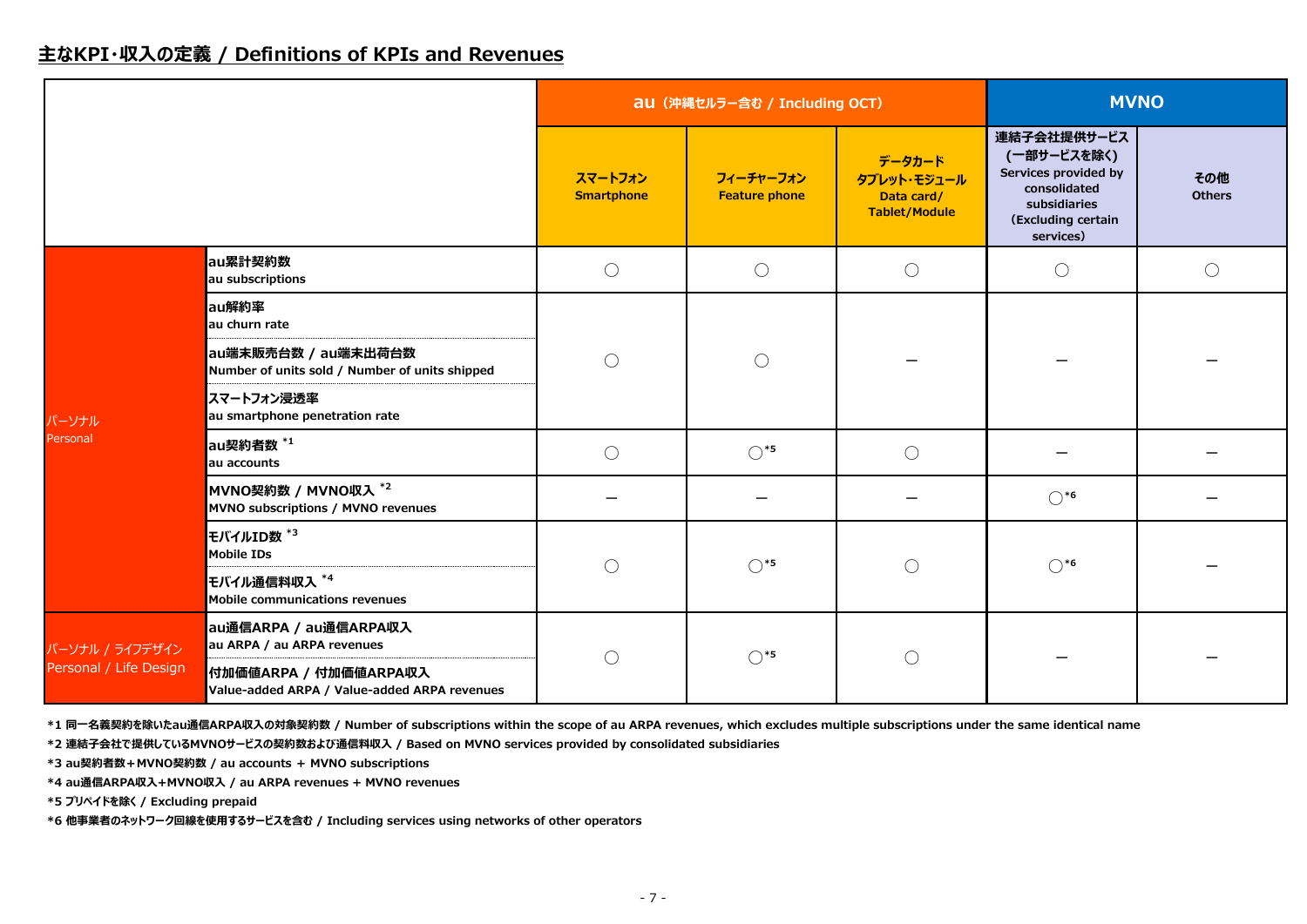## 主なKPI・収入の定義 / Definitions of KPIs and Revenues

| | | au（沖縄セルラー含む / Including OCT） | | | MVNO | |
|---|---|---|---|---|---|---|
| | | スマートフォン Smartphone | フィーチャーフォン Feature phone | データカード タブレット・モジュール Data card/ Tablet/Module | 連結子会社提供サービス（一部サービスを除く） Services provided by consolidated subsidiaries (Excluding certain services) | その他 Others |
| パーソナル Personal | au累計契約数 au subscriptions | ○ | ○ | ○ | ○ | ○ |
| | au解約率 au churn rate<br>au端末販売台数 / au端末出荷台数 Number of units sold / Number of units shipped<br>スマートフォン浸透率 au smartphone penetration rate | ○ | ○ | ― | ― | ― |
| | au契約者数 [*1] au accounts | ○ | ○[*5] | ○ | ― | ― |
| | MVNO契約数 / MVNO収入 [*2] MVNO subscriptions / MVNO revenues | ― | ― | ― | ○[*6] | ― |
| | モバイルID数 [*3] Mobile IDs<br>モバイル通信料収入 [*4] Mobile communications revenues | ○ | ○[*5] | ○ | ○[*6] | ― |
| パーソナル / ライフデザイン Personal / Life Design | au通信ARPA / au通信ARPA収入 au ARPA / au ARPA revenues<br>付加価値ARPA / 付加価値ARPA収入 Value-added ARPA / Value-added ARPA revenues | ○ | ○[*5] | ○ | ― | ― |

*1 同一名義契約を除いたau通信ARPA収入の対象契約数 / Number of subscriptions within the scope of au ARPA revenues, which excludes multiple subscriptions under the same identical name

*2 連結子会社で提供しているMVNOサービスの契約数および通信料収入 / Based on MVNO services provided by consolidated subsidiaries

*3 au契約者数+MVNO契約数 / au accounts + MVNO subscriptions

*4 au通信ARPA収入+MVNO収入 / au ARPA revenues + MVNO revenues

*5 プリペイドを除く / Excluding prepaid

*6 他事業者のネットワーク回線を使用するサービスを含む / Including services using networks of other operators